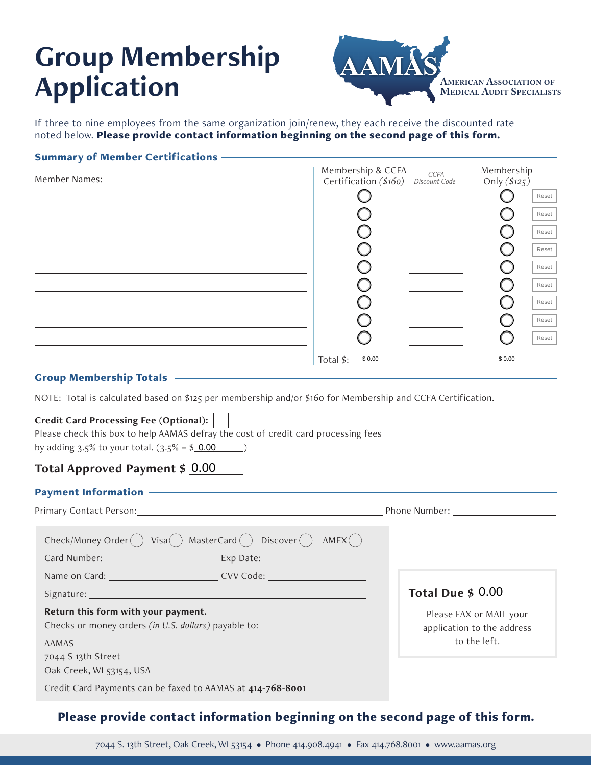# Group Membership Application

AAMAS — American Association of Medical Audit Specialists

If three to nine employees from the same organization join/renew, they each receive the discounted rate noted below. **Please provide contact information beginning on the second page of this form.**

## Summary of Member Certifications

| Member Names: | Membership & CCFA Certification (*$160*) | *CCFA Discount Code* | Membership Only (*$125*) | |
|---|---|---|---|---|
| | ○ | | ○ | Reset |
| | ○ | | ○ | Reset |
| | ○ | | ○ | Reset |
| | ○ | | ○ | Reset |
| | ○ | | ○ | Reset |
| | ○ | | ○ | Reset |
| | ○ | | ○ | Reset |
| | ○ | | ○ | Reset |
| | ○ | | ○ | Reset |
| | Total $: $ 0.00 | | $ 0.00 | |

## Group Membership Totals

NOTE: Total is calculated based on $125 per membership and/or $160 for Membership and CCFA Certification.

**Credit Card Processing Fee (Optional):** ☐
Please check this box to help AAMAS defray the cost of credit card processing fees by adding 3.5% to your total. (3.5% = $ 0.00 )

### Total Approved Payment $ 0.00

## Payment Information

Primary Contact Person: ______________________ Phone Number: ______________________

Check/Money Order ○ Visa ○ MasterCard ○ Discover ○ AMEX ○

Card Number: ______________________ Exp Date: ______________________

Name on Card: ______________________ CVV Code: ______________________

Signature: ______________________

**Return this form with your payment.**
Checks or money orders *(in U.S. dollars)* payable to:

AAMAS
7044 S 13th Street
Oak Creek, WI 53154, USA

Credit Card Payments can be faxed to AAMAS at **414-768-8001**

**Total Due $ 0.00**

Please FAX or MAIL your application to the address to the left.

**Please provide contact information beginning on the second page of this form.**

7044 S. 13th Street, Oak Creek, WI 53154 • Phone 414.908.4941 • Fax 414.768.8001 • www.aamas.org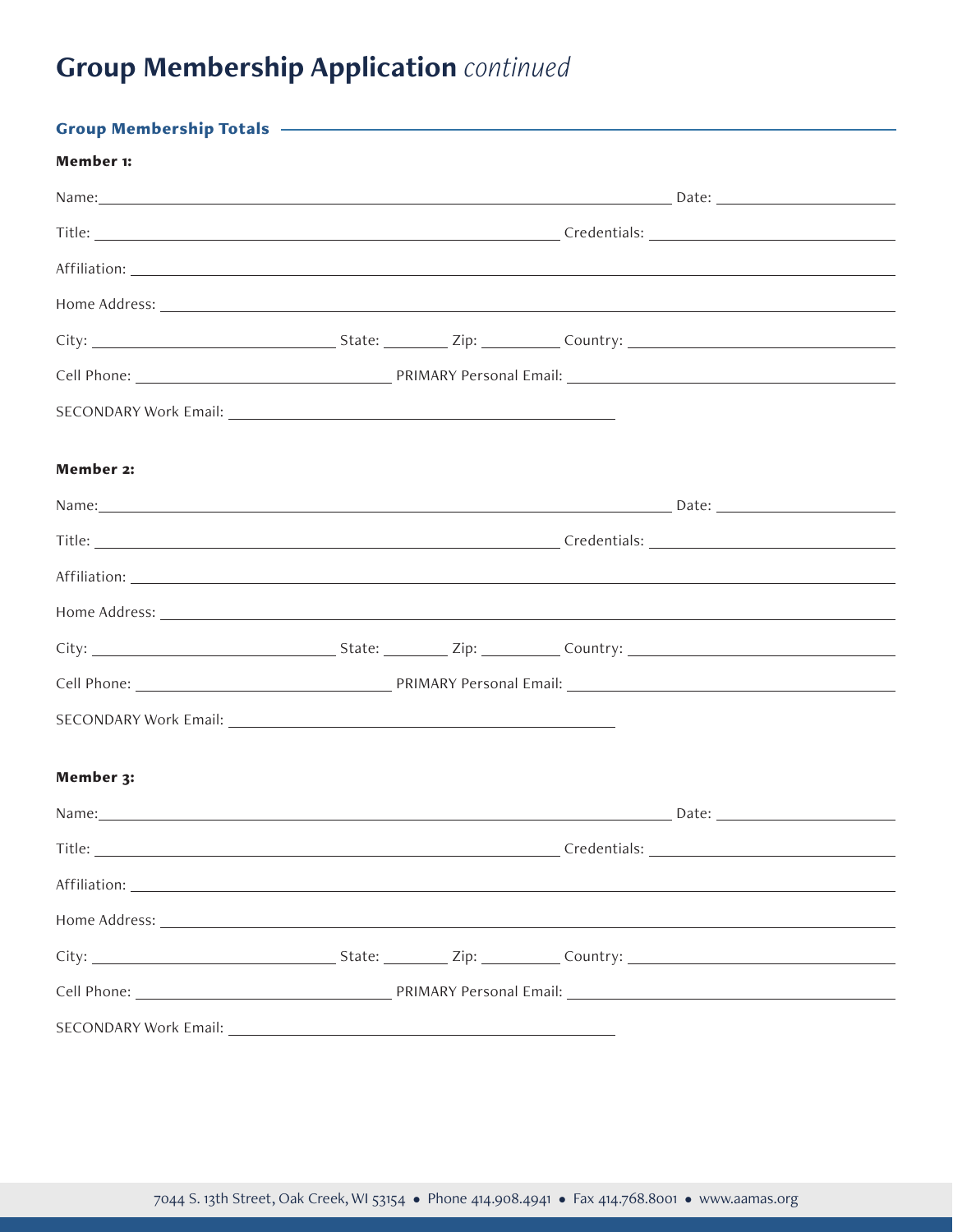# Group Membership Application *continued*

## Group Membership Totals

**Member 1:**

Name: ______________________________ Date: ______________

Title: ______________________________ Credentials: ______________

Affiliation: ______________________________

Home Address: ______________________________

City: ______________ State: ________ Zip: ________ Country: ______________

Cell Phone: ______________ PRIMARY Personal Email: ______________

SECONDARY Work Email: ______________________________

**Member 2:**

Name: ______________________________ Date: ______________

Title: ______________________________ Credentials: ______________

Affiliation: ______________________________

Home Address: ______________________________

City: ______________ State: ________ Zip: ________ Country: ______________

Cell Phone: ______________ PRIMARY Personal Email: ______________

SECONDARY Work Email: ______________________________

**Member 3:**

Name: ______________________________ Date: ______________

Title: ______________________________ Credentials: ______________

Affiliation: ______________________________

Home Address: ______________________________

City: ______________ State: ________ Zip: ________ Country: ______________

Cell Phone: ______________ PRIMARY Personal Email: ______________

SECONDARY Work Email: ______________________________

7044 S. 13th Street, Oak Creek, WI 53154 • Phone 414.908.4941 • Fax 414.768.8001 • www.aamas.org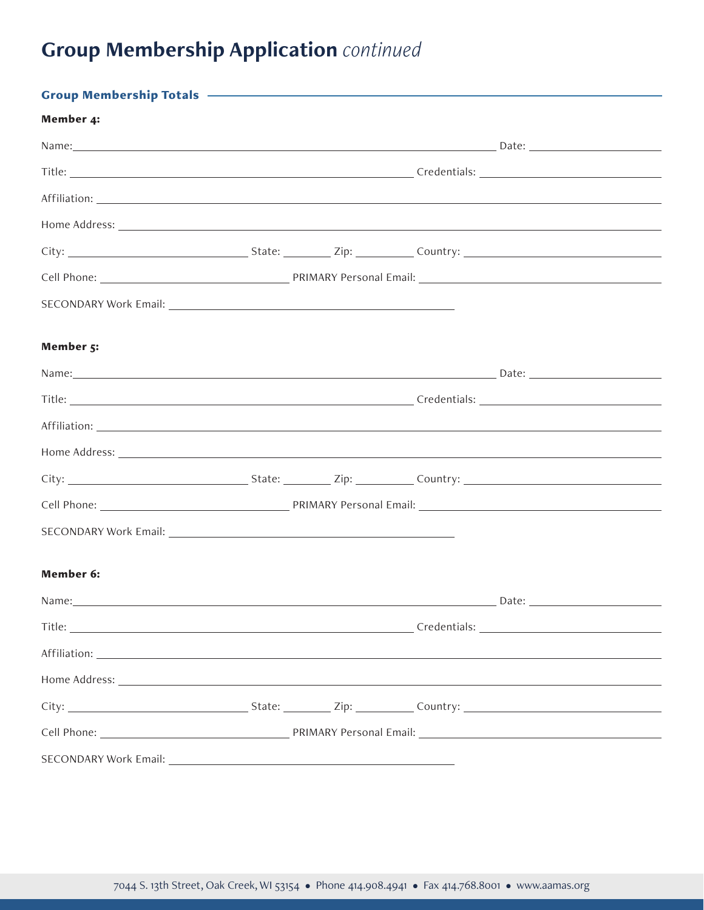# Group Membership Application *continued*

## Group Membership Totals

**Member 4:**

Name: ______________________________ Date: ______________

Title: ______________________________ Credentials: ______________

Affiliation: ______________________________

Home Address: ______________________________

City: ______________ State: ________ Zip: ________ Country: ______________

Cell Phone: ______________ PRIMARY Personal Email: ______________

SECONDARY Work Email: ______________________________

**Member 5:**

Name: ______________________________ Date: ______________

Title: ______________________________ Credentials: ______________

Affiliation: ______________________________

Home Address: ______________________________

City: ______________ State: ________ Zip: ________ Country: ______________

Cell Phone: ______________ PRIMARY Personal Email: ______________

SECONDARY Work Email: ______________________________

**Member 6:**

Name: ______________________________ Date: ______________

Title: ______________________________ Credentials: ______________

Affiliation: ______________________________

Home Address: ______________________________

City: ______________ State: ________ Zip: ________ Country: ______________

Cell Phone: ______________ PRIMARY Personal Email: ______________

SECONDARY Work Email: ______________________________

7044 S. 13th Street, Oak Creek, WI 53154 • Phone 414.908.4941 • Fax 414.768.8001 • www.aamas.org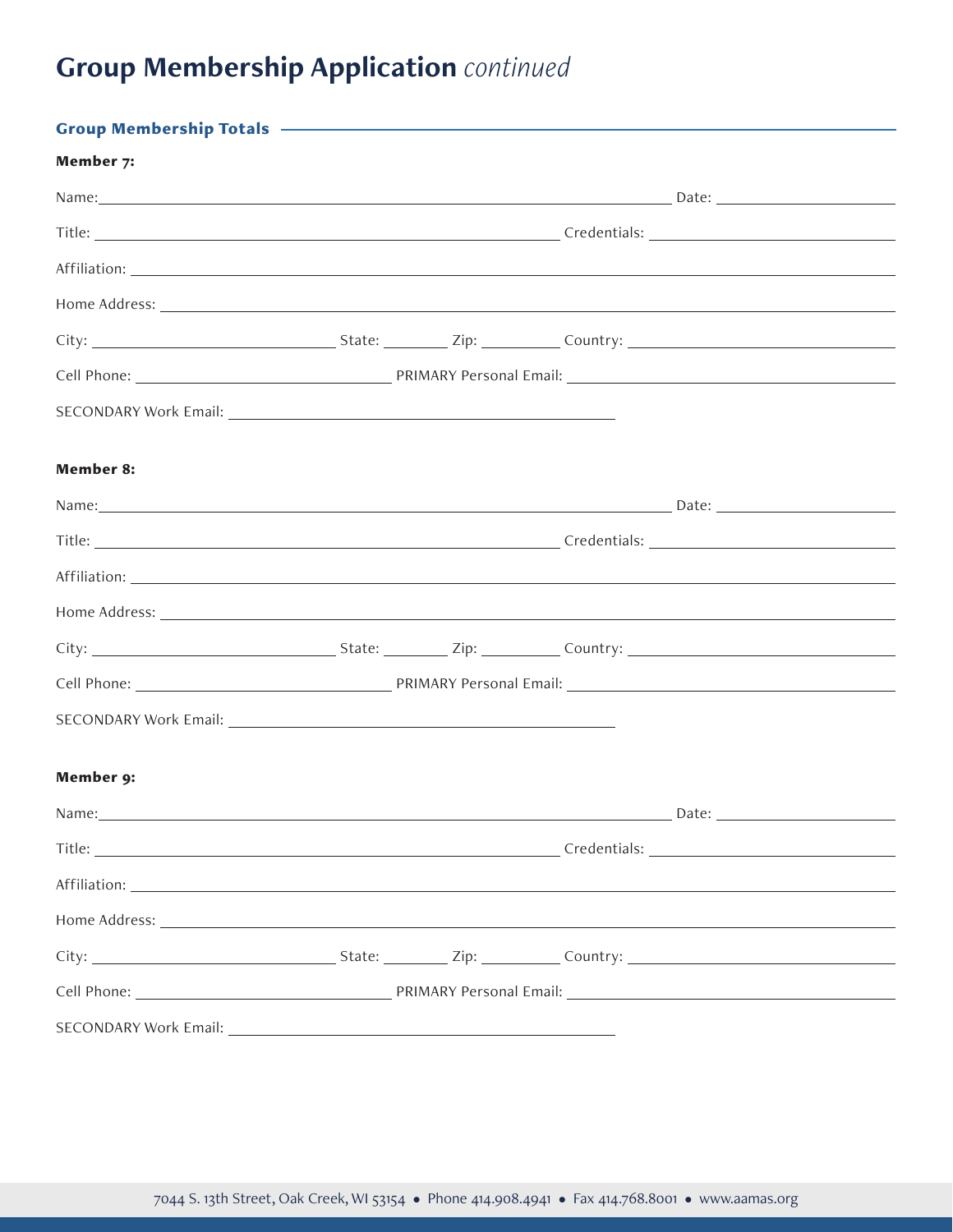# Group Membership Application *continued*

## Group Membership Totals

**Member 7:**

Name: ______________________________ Date: ______________

Title: ______________________________ Credentials: ______________

Affiliation: ______________________________

Home Address: ______________________________

City: ______________ State: ________ Zip: ________ Country: ______________

Cell Phone: ______________ PRIMARY Personal Email: ______________

SECONDARY Work Email: ______________________________

**Member 8:**

Name: ______________________________ Date: ______________

Title: ______________________________ Credentials: ______________

Affiliation: ______________________________

Home Address: ______________________________

City: ______________ State: ________ Zip: ________ Country: ______________

Cell Phone: ______________ PRIMARY Personal Email: ______________

SECONDARY Work Email: ______________________________

**Member 9:**

Name: ______________________________ Date: ______________

Title: ______________________________ Credentials: ______________

Affiliation: ______________________________

Home Address: ______________________________

City: ______________ State: ________ Zip: ________ Country: ______________

Cell Phone: ______________ PRIMARY Personal Email: ______________

SECONDARY Work Email: ______________________________

7044 S. 13th Street, Oak Creek, WI 53154 • Phone 414.908.4941 • Fax 414.768.8001 • www.aamas.org